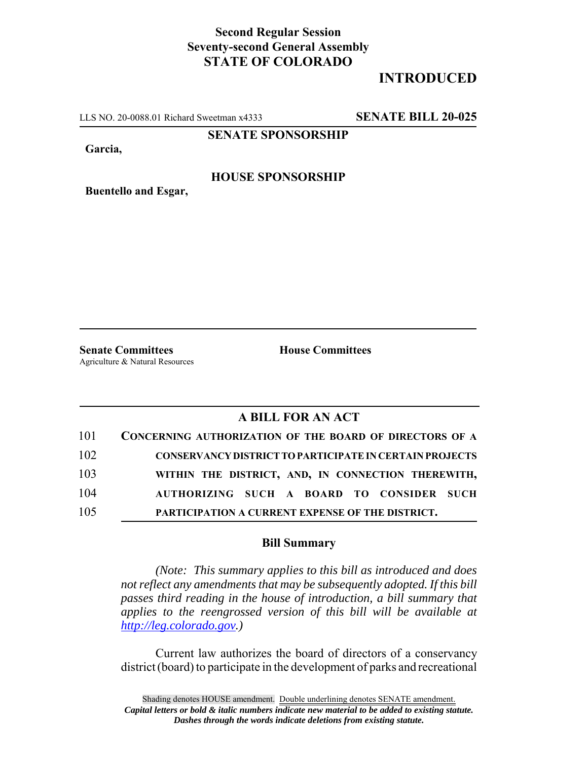**Second Regular Session**
**Seventy-second General Assembly**
**STATE OF COLORADO**

# INTRODUCED

LLS NO. 20-0088.01 Richard Sweetman x4333 **SENATE BILL 20-025**

**SENATE SPONSORSHIP**

**Garcia,**

**HOUSE SPONSORSHIP**

**Buentello and Esgar,**

**Senate Committees**
Agriculture & Natural Resources

**House Committees**

## A BILL FOR AN ACT

101 **CONCERNING AUTHORIZATION OF THE BOARD OF DIRECTORS OF A**
102 **CONSERVANCY DISTRICT TO PARTICIPATE IN CERTAIN PROJECTS**
103 **WITHIN THE DISTRICT, AND, IN CONNECTION THEREWITH,**
104 **AUTHORIZING SUCH A BOARD TO CONSIDER SUCH**
105 **PARTICIPATION A CURRENT EXPENSE OF THE DISTRICT.**

### Bill Summary

*(Note: This summary applies to this bill as introduced and does not reflect any amendments that may be subsequently adopted. If this bill passes third reading in the house of introduction, a bill summary that applies to the reengrossed version of this bill will be available at http://leg.colorado.gov.)*

Current law authorizes the board of directors of a conservancy district (board) to participate in the development of parks and recreational

Shading denotes HOUSE amendment. Double underlining denotes SENATE amendment.
***Capital letters or bold & italic numbers indicate new material to be added to existing statute.***
***Dashes through the words indicate deletions from existing statute.***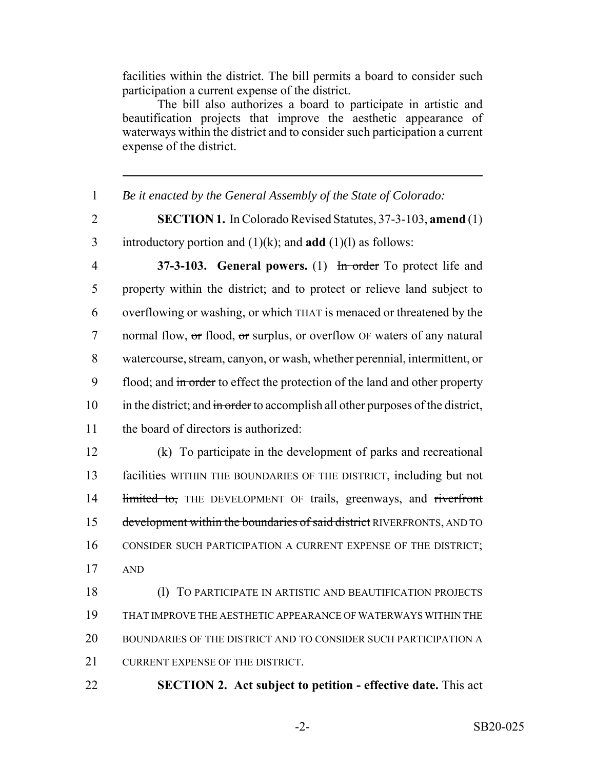facilities within the district. The bill permits a board to consider such participation a current expense of the district.

The bill also authorizes a board to participate in artistic and beautification projects that improve the aesthetic appearance of waterways within the district and to consider such participation a current expense of the district.

---

1 *Be it enacted by the General Assembly of the State of Colorado:*

2 **SECTION 1.** In Colorado Revised Statutes, 37-3-103, **amend** (1)
3 introductory portion and (1)(k); and **add** (1)(l) as follows:

4 **37-3-103. General powers.** (1) ~~In order~~ To protect life and
5 property within the district; and to protect or relieve land subject to
6 overflowing or washing, or ~~which~~ THAT is menaced or threatened by the
7 normal flow, ~~or~~ flood, ~~or~~ surplus, or overflow OF waters of any natural
8 watercourse, stream, canyon, or wash, whether perennial, intermittent, or
9 flood; and ~~in order~~ to effect the protection of the land and other property
10 in the district; and ~~in order~~ to accomplish all other purposes of the district,
11 the board of directors is authorized:

12 (k) To participate in the development of parks and recreational
13 facilities WITHIN THE BOUNDARIES OF THE DISTRICT, including ~~but not~~
14 ~~limited to,~~ THE DEVELOPMENT OF trails, greenways, and ~~riverfront~~
15 ~~development within the boundaries of said district~~ RIVERFRONTS, AND TO
16 CONSIDER SUCH PARTICIPATION A CURRENT EXPENSE OF THE DISTRICT;
17 AND

18 (l) TO PARTICIPATE IN ARTISTIC AND BEAUTIFICATION PROJECTS
19 THAT IMPROVE THE AESTHETIC APPEARANCE OF WATERWAYS WITHIN THE
20 BOUNDARIES OF THE DISTRICT AND TO CONSIDER SUCH PARTICIPATION A
21 CURRENT EXPENSE OF THE DISTRICT.

22 **SECTION 2. Act subject to petition - effective date.** This act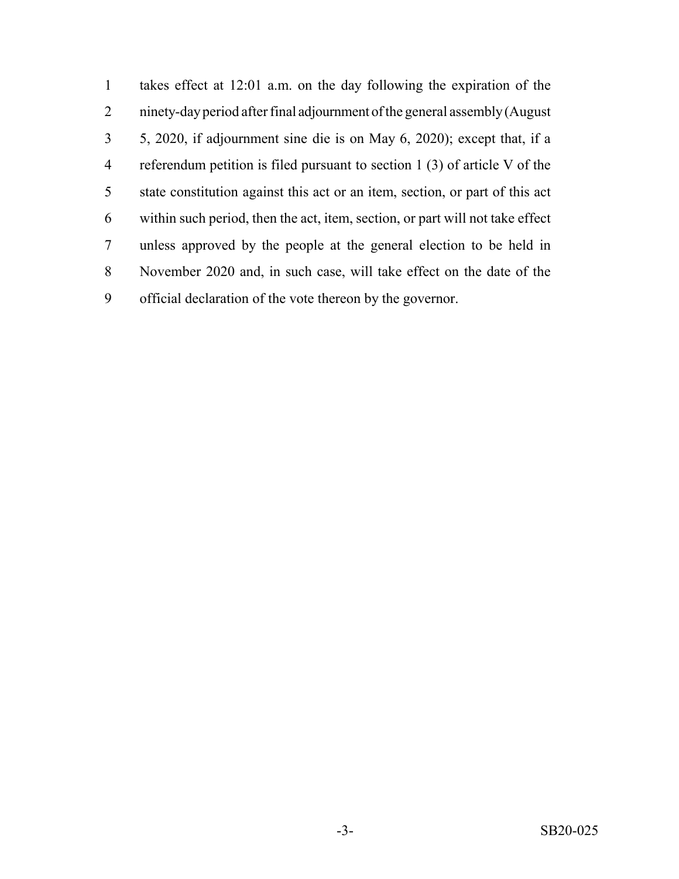takes effect at 12:01 a.m. on the day following the expiration of the ninety-day period after final adjournment of the general assembly (August 5, 2020, if adjournment sine die is on May 6, 2020); except that, if a referendum petition is filed pursuant to section 1 (3) of article V of the state constitution against this act or an item, section, or part of this act within such period, then the act, item, section, or part will not take effect unless approved by the people at the general election to be held in November 2020 and, in such case, will take effect on the date of the official declaration of the vote thereon by the governor.